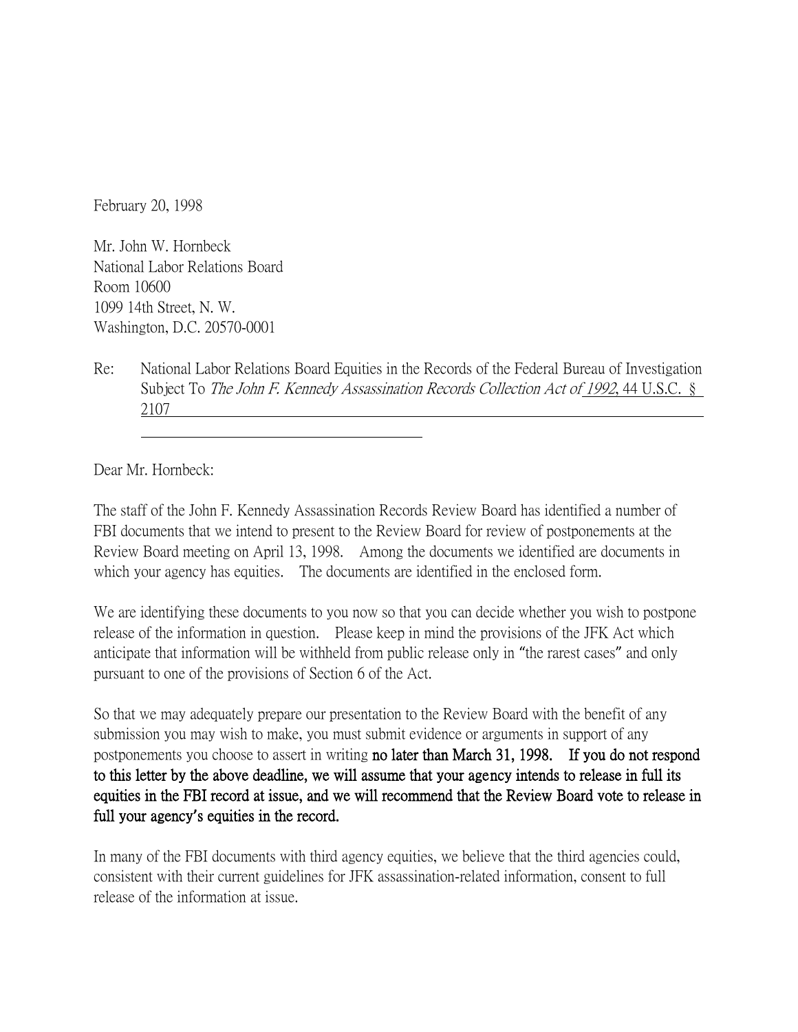February 20, 1998

Mr. John W. Hornbeck
National Labor Relations Board
Room 10600
1099 14th Street, N. W.
Washington, D.C. 20570-0001

Re: National Labor Relations Board Equities in the Records of the Federal Bureau of Investigation Subject To *The John F. Kennedy Assassination Records Collection Act of 1992*, 44 U.S.C. § 2107

Dear Mr. Hornbeck:

The staff of the John F. Kennedy Assassination Records Review Board has identified a number of FBI documents that we intend to present to the Review Board for review of postponements at the Review Board meeting on April 13, 1998. Among the documents we identified are documents in which your agency has equities. The documents are identified in the enclosed form.

We are identifying these documents to you now so that you can decide whether you wish to postpone release of the information in question. Please keep in mind the provisions of the JFK Act which anticipate that information will be withheld from public release only in "the rarest cases" and only pursuant to one of the provisions of Section 6 of the Act.

So that we may adequately prepare our presentation to the Review Board with the benefit of any submission you may wish to make, you must submit evidence or arguments in support of any postponements you choose to assert in writing **no later than March 31, 1998. If you do not respond to this letter by the above deadline, we will assume that your agency intends to release in full its equities in the FBI record at issue, and we will recommend that the Review Board vote to release in full your agency's equities in the record.**

In many of the FBI documents with third agency equities, we believe that the third agencies could, consistent with their current guidelines for JFK assassination-related information, consent to full release of the information at issue.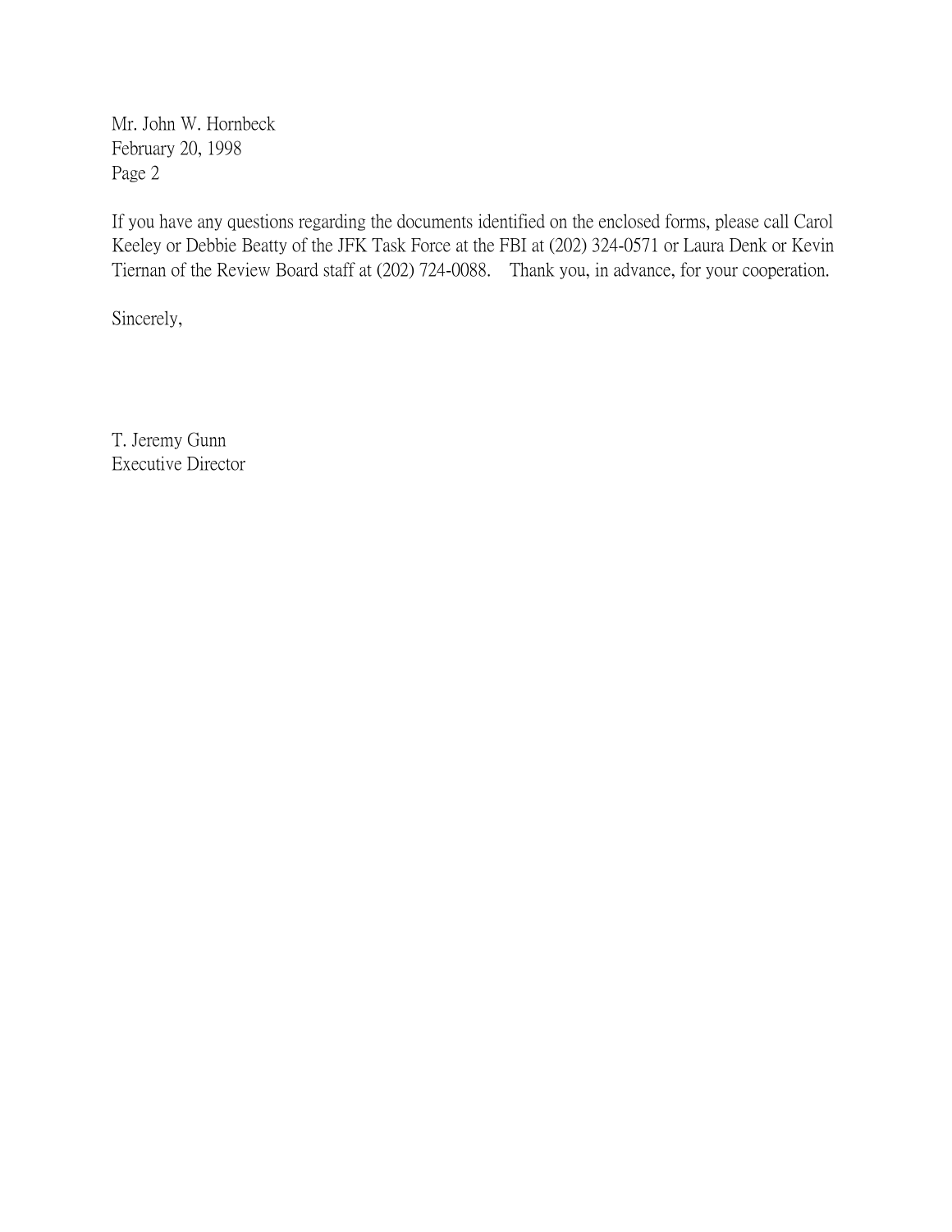Mr. John W. Hornbeck
February 20, 1998
Page 2

If you have any questions regarding the documents identified on the enclosed forms, please call Carol Keeley or Debbie Beatty of the JFK Task Force at the FBI at (202) 324-0571 or Laura Denk or Kevin Tiernan of the Review Board staff at (202) 724-0088. Thank you, in advance, for your cooperation.

Sincerely,

T. Jeremy Gunn
Executive Director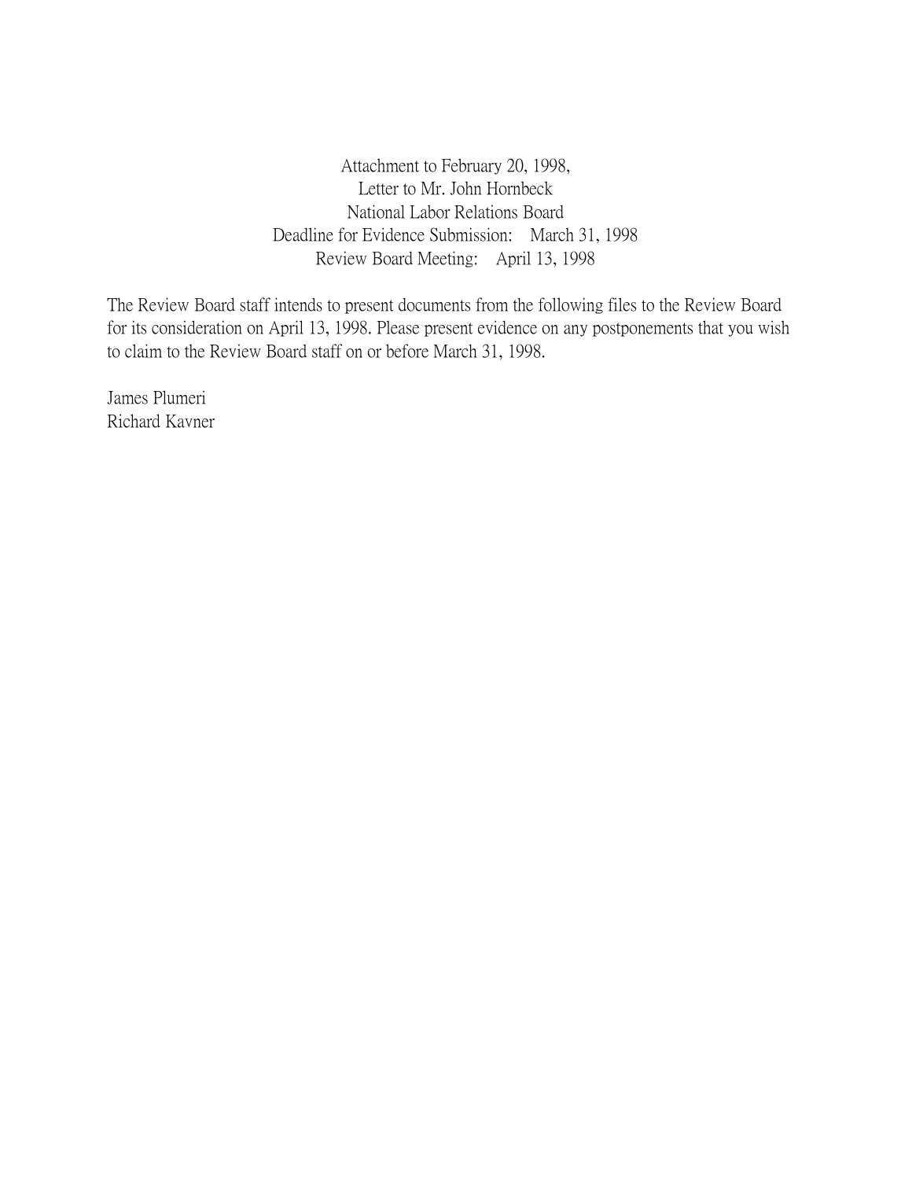Attachment to February 20, 1998,
Letter to Mr. John Hornbeck
National Labor Relations Board
Deadline for Evidence Submission: March 31, 1998
Review Board Meeting: April 13, 1998

The Review Board staff intends to present documents from the following files to the Review Board for its consideration on April 13, 1998. Please present evidence on any postponements that you wish to claim to the Review Board staff on or before March 31, 1998.

James Plumeri
Richard Kavner